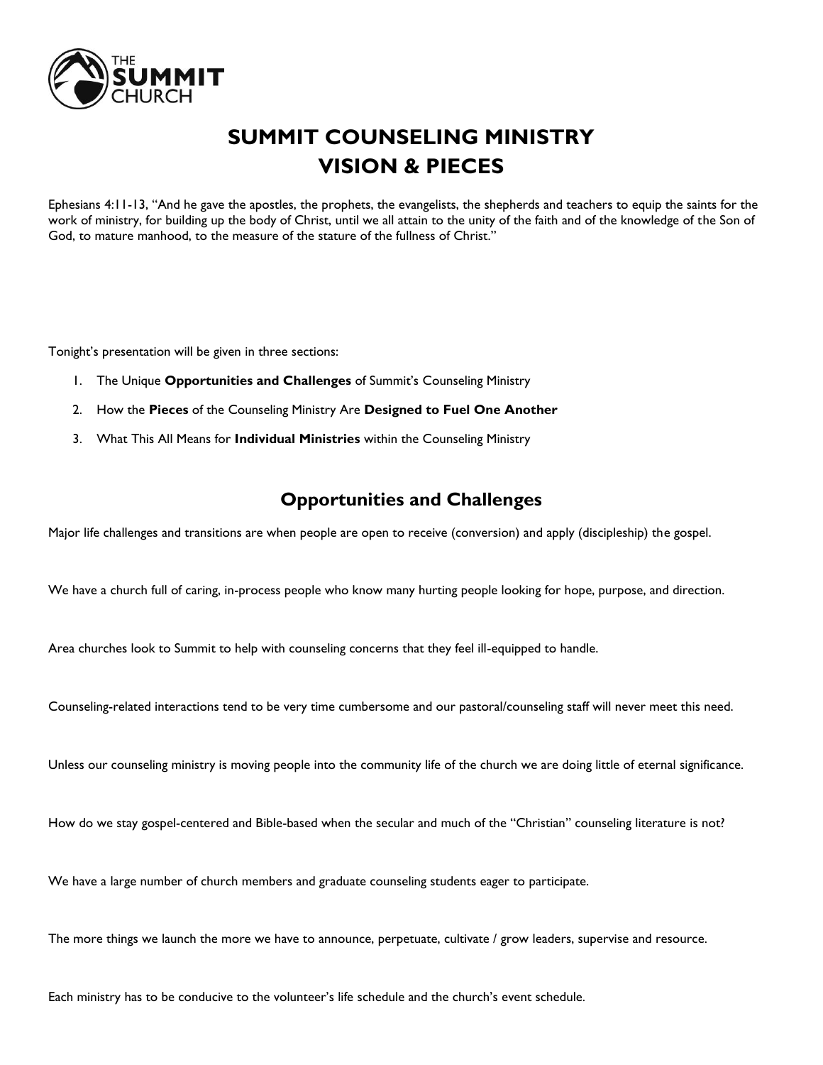# SUMMIT COUNSELING MINISTRY
# VISION & PIECES

Ephesians 4:11-13, "And he gave the apostles, the prophets, the evangelists, the shepherds and teachers to equip the saints for the work of ministry, for building up the body of Christ, until we all attain to the unity of the faith and of the knowledge of the Son of God, to mature manhood, to the measure of the stature of the fullness of Christ."

Tonight's presentation will be given in three sections:

1. The Unique **Opportunities and Challenges** of Summit's Counseling Ministry
2. How the **Pieces** of the Counseling Ministry Are **Designed to Fuel One Another**
3. What This All Means for **Individual Ministries** within the Counseling Ministry

## Opportunities and Challenges

Major life challenges and transitions are when people are open to receive (conversion) and apply (discipleship) the gospel.

We have a church full of caring, in-process people who know many hurting people looking for hope, purpose, and direction.

Area churches look to Summit to help with counseling concerns that they feel ill-equipped to handle.

Counseling-related interactions tend to be very time cumbersome and our pastoral/counseling staff will never meet this need.

Unless our counseling ministry is moving people into the community life of the church we are doing little of eternal significance.

How do we stay gospel-centered and Bible-based when the secular and much of the "Christian" counseling literature is not?

We have a large number of church members and graduate counseling students eager to participate.

The more things we launch the more we have to announce, perpetuate, cultivate / grow leaders, supervise and resource.

Each ministry has to be conducive to the volunteer's life schedule and the church's event schedule.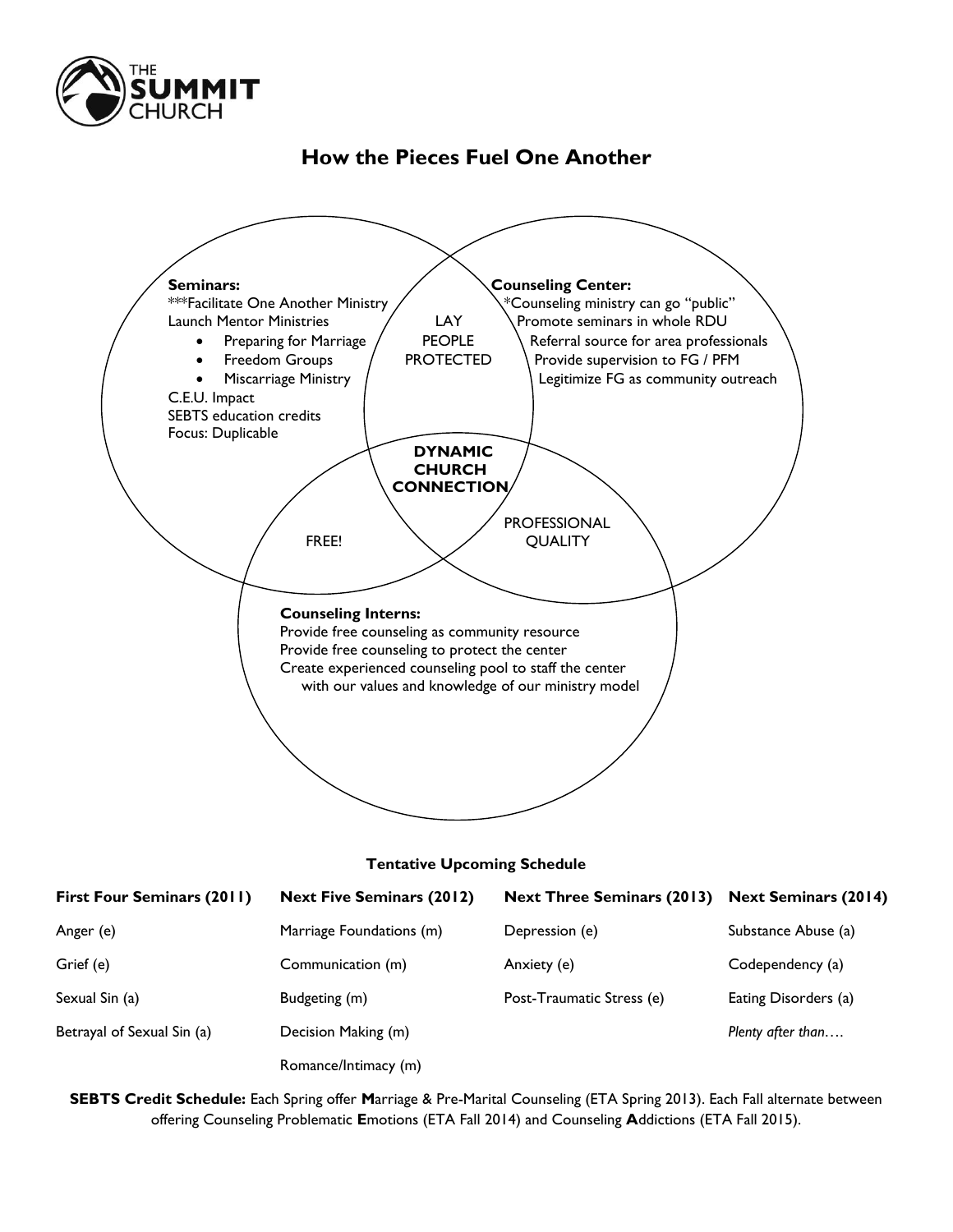**THE SUMMIT CHURCH**

## How the Pieces Fuel One Another

**Seminars:**
***Facilitate One Another Ministry
Launch Mentor Ministries

- Preparing for Marriage
- Freedom Groups
- Miscarriage Ministry

C.E.U. Impact
SEBTS education credits
Focus: Duplicable

**Counseling Center:**
*Counseling ministry can go "public"
Promote seminars in whole RDU
Referral source for area professionals
Provide supervision to FG / PFM
Legitimize FG as community outreach

**Counseling Interns:**
Provide free counseling as community resource
Provide free counseling to protect the center
Create experienced counseling pool to staff the center with our values and knowledge of our ministry model

LAY PEOPLE PROTECTED

FREE!

PROFESSIONAL QUALITY

**DYNAMIC CHURCH CONNECTION**

**Tentative Upcoming Schedule**

| First Four Seminars (2011) | Next Five Seminars (2012) | Next Three Seminars (2013) | Next Seminars (2014) |
|---|---|---|---|
| Anger (e) | Marriage Foundations (m) | Depression (e) | Substance Abuse (a) |
| Grief (e) | Communication (m) | Anxiety (e) | Codependency (a) |
| Sexual Sin (a) | Budgeting (m) | Post-Traumatic Stress (e) | Eating Disorders (a) |
| Betrayal of Sexual Sin (a) | Decision Making (m) | | *Plenty after than….* |
| | Romance/Intimacy (m) | | |

**SEBTS Credit Schedule:** Each Spring offer **M**arriage & Pre-Marital Counseling (ETA Spring 2013). Each Fall alternate between offering Counseling Problematic **E**motions (ETA Fall 2014) and Counseling **A**ddictions (ETA Fall 2015).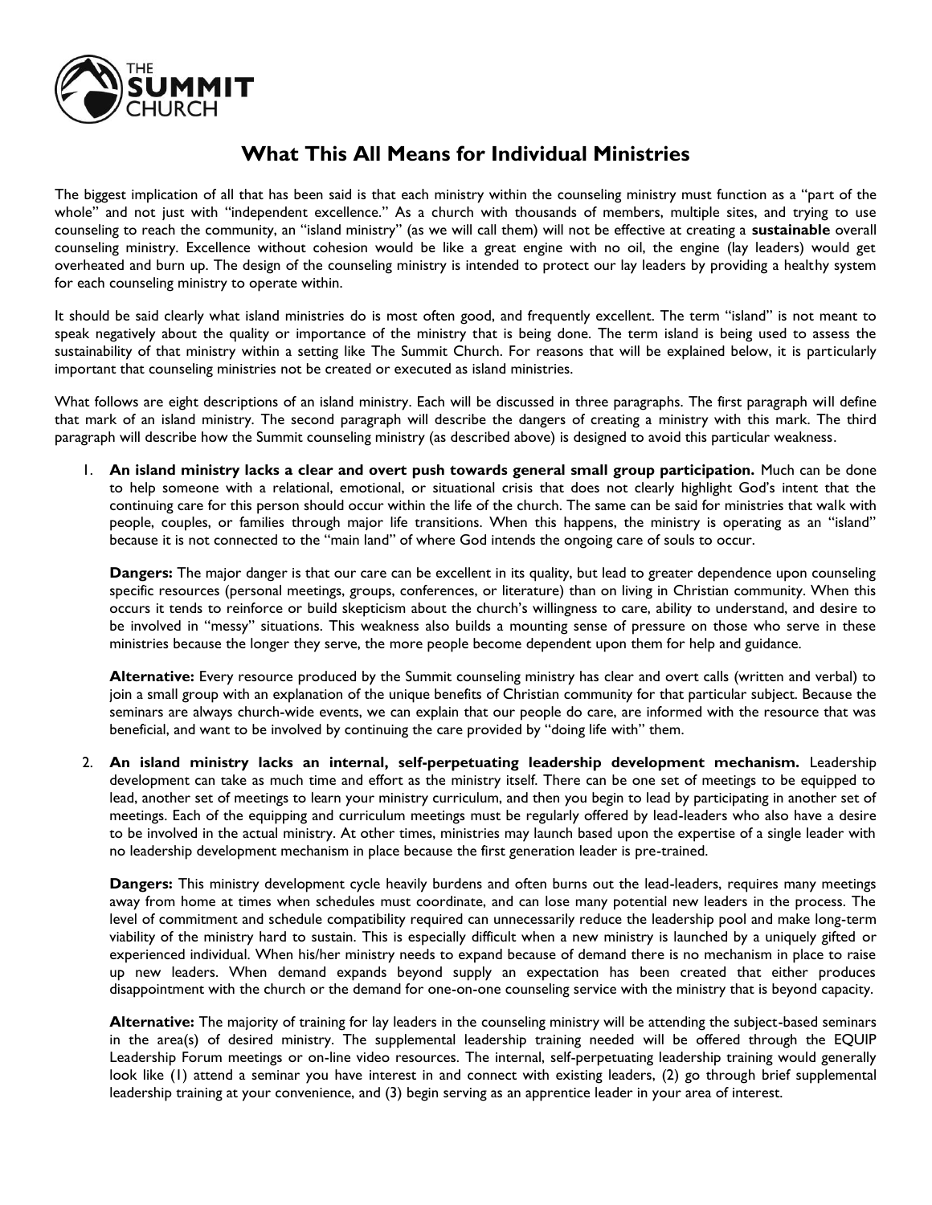# What This All Means for Individual Ministries

The biggest implication of all that has been said is that each ministry within the counseling ministry must function as a "part of the whole" and not just with "independent excellence." As a church with thousands of members, multiple sites, and trying to use counseling to reach the community, an "island ministry" (as we will call them) will not be effective at creating a **sustainable** overall counseling ministry. Excellence without cohesion would be like a great engine with no oil, the engine (lay leaders) would get overheated and burn up. The design of the counseling ministry is intended to protect our lay leaders by providing a healthy system for each counseling ministry to operate within.

It should be said clearly what island ministries do is most often good, and frequently excellent. The term "island" is not meant to speak negatively about the quality or importance of the ministry that is being done. The term island is being used to assess the sustainability of that ministry within a setting like The Summit Church. For reasons that will be explained below, it is particularly important that counseling ministries not be created or executed as island ministries.

What follows are eight descriptions of an island ministry. Each will be discussed in three paragraphs. The first paragraph will define that mark of an island ministry. The second paragraph will describe the dangers of creating a ministry with this mark. The third paragraph will describe how the Summit counseling ministry (as described above) is designed to avoid this particular weakness.

1. **An island ministry lacks a clear and overt push towards general small group participation.** Much can be done to help someone with a relational, emotional, or situational crisis that does not clearly highlight God's intent that the continuing care for this person should occur within the life of the church. The same can be said for ministries that walk with people, couples, or families through major life transitions. When this happens, the ministry is operating as an "island" because it is not connected to the "main land" of where God intends the ongoing care of souls to occur.

   **Dangers:** The major danger is that our care can be excellent in its quality, but lead to greater dependence upon counseling specific resources (personal meetings, groups, conferences, or literature) than on living in Christian community. When this occurs it tends to reinforce or build skepticism about the church's willingness to care, ability to understand, and desire to be involved in "messy" situations. This weakness also builds a mounting sense of pressure on those who serve in these ministries because the longer they serve, the more people become dependent upon them for help and guidance.

   **Alternative:** Every resource produced by the Summit counseling ministry has clear and overt calls (written and verbal) to join a small group with an explanation of the unique benefits of Christian community for that particular subject. Because the seminars are always church-wide events, we can explain that our people do care, are informed with the resource that was beneficial, and want to be involved by continuing the care provided by "doing life with" them.

2. **An island ministry lacks an internal, self-perpetuating leadership development mechanism.** Leadership development can take as much time and effort as the ministry itself. There can be one set of meetings to be equipped to lead, another set of meetings to learn your ministry curriculum, and then you begin to lead by participating in another set of meetings. Each of the equipping and curriculum meetings must be regularly offered by lead-leaders who also have a desire to be involved in the actual ministry. At other times, ministries may launch based upon the expertise of a single leader with no leadership development mechanism in place because the first generation leader is pre-trained.

   **Dangers:** This ministry development cycle heavily burdens and often burns out the lead-leaders, requires many meetings away from home at times when schedules must coordinate, and can lose many potential new leaders in the process. The level of commitment and schedule compatibility required can unnecessarily reduce the leadership pool and make long-term viability of the ministry hard to sustain. This is especially difficult when a new ministry is launched by a uniquely gifted or experienced individual. When his/her ministry needs to expand because of demand there is no mechanism in place to raise up new leaders. When demand expands beyond supply an expectation has been created that either produces disappointment with the church or the demand for one-on-one counseling service with the ministry that is beyond capacity.

   **Alternative:** The majority of training for lay leaders in the counseling ministry will be attending the subject-based seminars in the area(s) of desired ministry. The supplemental leadership training needed will be offered through the EQUIP Leadership Forum meetings or on-line video resources. The internal, self-perpetuating leadership training would generally look like (1) attend a seminar you have interest in and connect with existing leaders, (2) go through brief supplemental leadership training at your convenience, and (3) begin serving as an apprentice leader in your area of interest.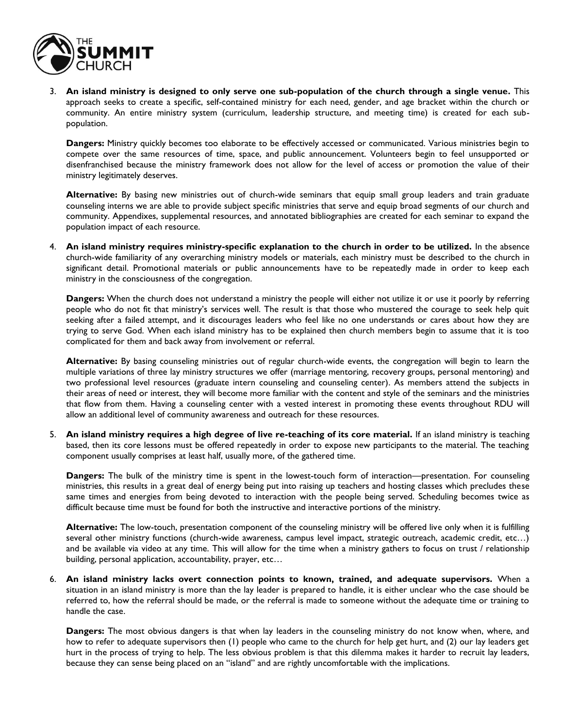3. **An island ministry is designed to only serve one sub-population of the church through a single venue.** This approach seeks to create a specific, self-contained ministry for each need, gender, and age bracket within the church or community. An entire ministry system (curriculum, leadership structure, and meeting time) is created for each sub-population.

   **Dangers:** Ministry quickly becomes too elaborate to be effectively accessed or communicated. Various ministries begin to compete over the same resources of time, space, and public announcement. Volunteers begin to feel unsupported or disenfranchised because the ministry framework does not allow for the level of access or promotion the value of their ministry legitimately deserves.

   **Alternative:** By basing new ministries out of church-wide seminars that equip small group leaders and train graduate counseling interns we are able to provide subject specific ministries that serve and equip broad segments of our church and community. Appendixes, supplemental resources, and annotated bibliographies are created for each seminar to expand the population impact of each resource.

4. **An island ministry requires ministry-specific explanation to the church in order to be utilized.** In the absence church-wide familiarity of any overarching ministry models or materials, each ministry must be described to the church in significant detail. Promotional materials or public announcements have to be repeatedly made in order to keep each ministry in the consciousness of the congregation.

   **Dangers:** When the church does not understand a ministry the people will either not utilize it or use it poorly by referring people who do not fit that ministry's services well. The result is that those who mustered the courage to seek help quit seeking after a failed attempt, and it discourages leaders who feel like no one understands or cares about how they are trying to serve God. When each island ministry has to be explained then church members begin to assume that it is too complicated for them and back away from involvement or referral.

   **Alternative:** By basing counseling ministries out of regular church-wide events, the congregation will begin to learn the multiple variations of three lay ministry structures we offer (marriage mentoring, recovery groups, personal mentoring) and two professional level resources (graduate intern counseling and counseling center). As members attend the subjects in their areas of need or interest, they will become more familiar with the content and style of the seminars and the ministries that flow from them. Having a counseling center with a vested interest in promoting these events throughout RDU will allow an additional level of community awareness and outreach for these resources.

5. **An island ministry requires a high degree of live re-teaching of its core material.** If an island ministry is teaching based, then its core lessons must be offered repeatedly in order to expose new participants to the material. The teaching component usually comprises at least half, usually more, of the gathered time.

   **Dangers:** The bulk of the ministry time is spent in the lowest-touch form of interaction—presentation. For counseling ministries, this results in a great deal of energy being put into raising up teachers and hosting classes which precludes these same times and energies from being devoted to interaction with the people being served. Scheduling becomes twice as difficult because time must be found for both the instructive and interactive portions of the ministry.

   **Alternative:** The low-touch, presentation component of the counseling ministry will be offered live only when it is fulfilling several other ministry functions (church-wide awareness, campus level impact, strategic outreach, academic credit, etc…) and be available via video at any time. This will allow for the time when a ministry gathers to focus on trust / relationship building, personal application, accountability, prayer, etc…

6. **An island ministry lacks overt connection points to known, trained, and adequate supervisors.** When a situation in an island ministry is more than the lay leader is prepared to handle, it is either unclear who the case should be referred to, how the referral should be made, or the referral is made to someone without the adequate time or training to handle the case.

   **Dangers:** The most obvious dangers is that when lay leaders in the counseling ministry do not know when, where, and how to refer to adequate supervisors then (1) people who came to the church for help get hurt, and (2) our lay leaders get hurt in the process of trying to help. The less obvious problem is that this dilemma makes it harder to recruit lay leaders, because they can sense being placed on an "island" and are rightly uncomfortable with the implications.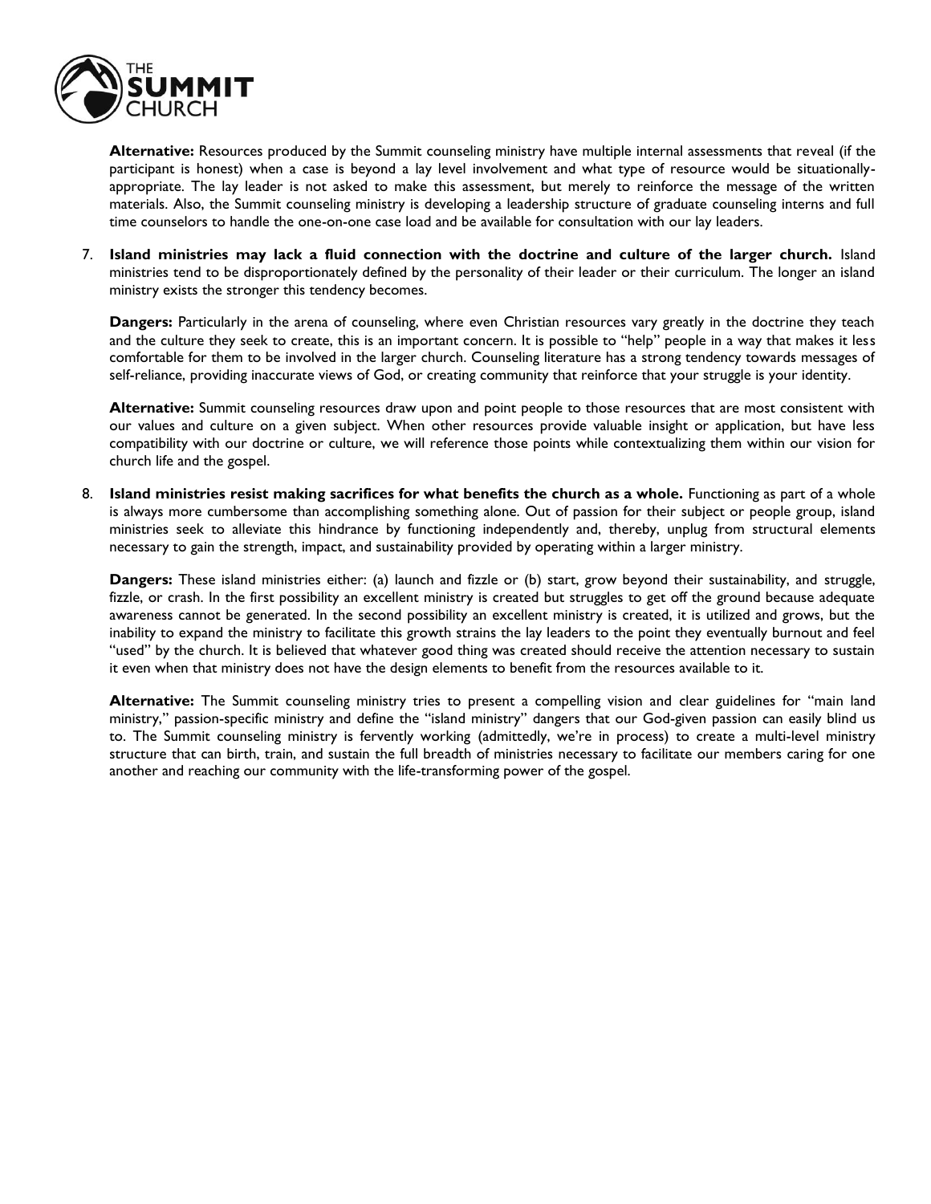**Alternative:** Resources produced by the Summit counseling ministry have multiple internal assessments that reveal (if the participant is honest) when a case is beyond a lay level involvement and what type of resource would be situationally-appropriate. The lay leader is not asked to make this assessment, but merely to reinforce the message of the written materials. Also, the Summit counseling ministry is developing a leadership structure of graduate counseling interns and full time counselors to handle the one-on-one case load and be available for consultation with our lay leaders.

7. **Island ministries may lack a fluid connection with the doctrine and culture of the larger church.** Island ministries tend to be disproportionately defined by the personality of their leader or their curriculum. The longer an island ministry exists the stronger this tendency becomes.

   **Dangers:** Particularly in the arena of counseling, where even Christian resources vary greatly in the doctrine they teach and the culture they seek to create, this is an important concern. It is possible to "help" people in a way that makes it less comfortable for them to be involved in the larger church. Counseling literature has a strong tendency towards messages of self-reliance, providing inaccurate views of God, or creating community that reinforce that your struggle is your identity.

   **Alternative:** Summit counseling resources draw upon and point people to those resources that are most consistent with our values and culture on a given subject. When other resources provide valuable insight or application, but have less compatibility with our doctrine or culture, we will reference those points while contextualizing them within our vision for church life and the gospel.

8. **Island ministries resist making sacrifices for what benefits the church as a whole.** Functioning as part of a whole is always more cumbersome than accomplishing something alone. Out of passion for their subject or people group, island ministries seek to alleviate this hindrance by functioning independently and, thereby, unplug from structural elements necessary to gain the strength, impact, and sustainability provided by operating within a larger ministry.

   **Dangers:** These island ministries either: (a) launch and fizzle or (b) start, grow beyond their sustainability, and struggle, fizzle, or crash. In the first possibility an excellent ministry is created but struggles to get off the ground because adequate awareness cannot be generated. In the second possibility an excellent ministry is created, it is utilized and grows, but the inability to expand the ministry to facilitate this growth strains the lay leaders to the point they eventually burnout and feel "used" by the church. It is believed that whatever good thing was created should receive the attention necessary to sustain it even when that ministry does not have the design elements to benefit from the resources available to it.

   **Alternative:** The Summit counseling ministry tries to present a compelling vision and clear guidelines for "main land ministry," passion-specific ministry and define the "island ministry" dangers that our God-given passion can easily blind us to. The Summit counseling ministry is fervently working (admittedly, we're in process) to create a multi-level ministry structure that can birth, train, and sustain the full breadth of ministries necessary to facilitate our members caring for one another and reaching our community with the life-transforming power of the gospel.